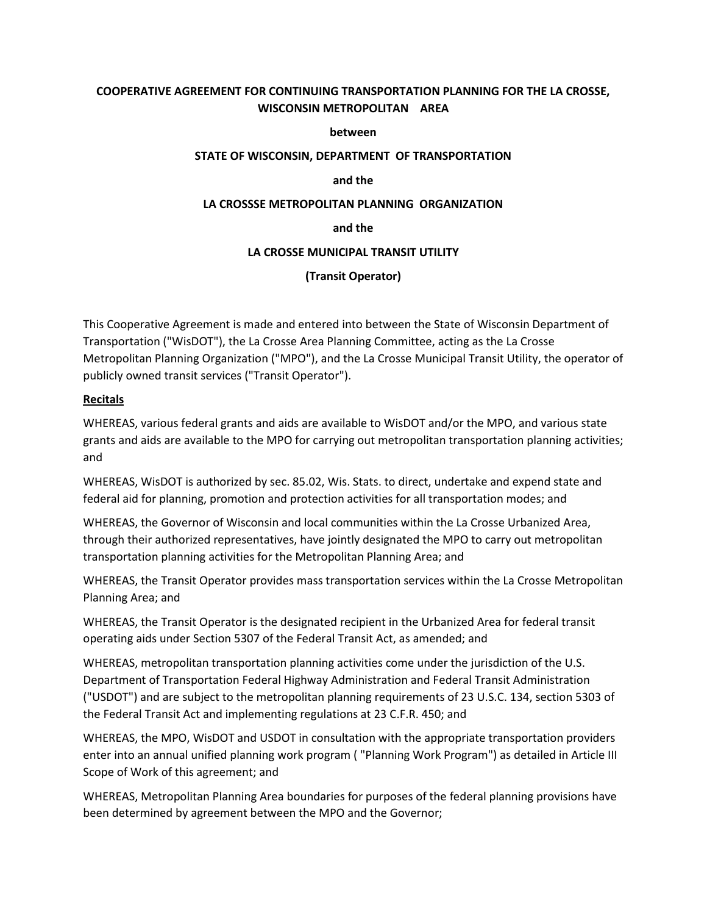**COOPERATIVE AGREEMENT FOR CONTINUING TRANSPORTATION PLANNING FOR THE LA CROSSE, WISCONSIN METROPOLITAN AREA**

**between**

**STATE OF WISCONSIN, DEPARTMENT OF TRANSPORTATION**

**and the**

**LA CROSSSE METROPOLITAN PLANNING ORGANIZATION**

**and the**

**LA CROSSE MUNICIPAL TRANSIT UTILITY**

**(Transit Operator)**

This Cooperative Agreement is made and entered into between the State of Wisconsin Department of Transportation ("WisDOT"), the La Crosse Area Planning Committee, acting as the La Crosse Metropolitan Planning Organization ("MPO"), and the La Crosse Municipal Transit Utility, the operator of publicly owned transit services ("Transit Operator").

**Recitals**

WHEREAS, various federal grants and aids are available to WisDOT and/or the MPO, and various state grants and aids are available to the MPO for carrying out metropolitan transportation planning activities; and

WHEREAS, WisDOT is authorized by sec. 85.02, Wis. Stats. to direct, undertake and expend state and federal aid for planning, promotion and protection activities for all transportation modes; and

WHEREAS, the Governor of Wisconsin and local communities within the La Crosse Urbanized Area, through their authorized representatives, have jointly designated the MPO to carry out metropolitan transportation planning activities for the Metropolitan Planning Area; and

WHEREAS, the Transit Operator provides mass transportation services within the La Crosse Metropolitan Planning Area; and

WHEREAS, the Transit Operator is the designated recipient in the Urbanized Area for federal transit operating aids under Section 5307 of the Federal Transit Act, as amended; and

WHEREAS, metropolitan transportation planning activities come under the jurisdiction of the U.S. Department of Transportation Federal Highway Administration and Federal Transit Administration ("USDOT") and are subject to the metropolitan planning requirements of 23 U.S.C. 134, section 5303 of the Federal Transit Act and implementing regulations at 23 C.F.R. 450; and

WHEREAS, the MPO, WisDOT and USDOT in consultation with the appropriate transportation providers enter into an annual unified planning work program ( "Planning Work Program") as detailed in Article III Scope of Work of this agreement; and

WHEREAS, Metropolitan Planning Area boundaries for purposes of the federal planning provisions have been determined by agreement between the MPO and the Governor;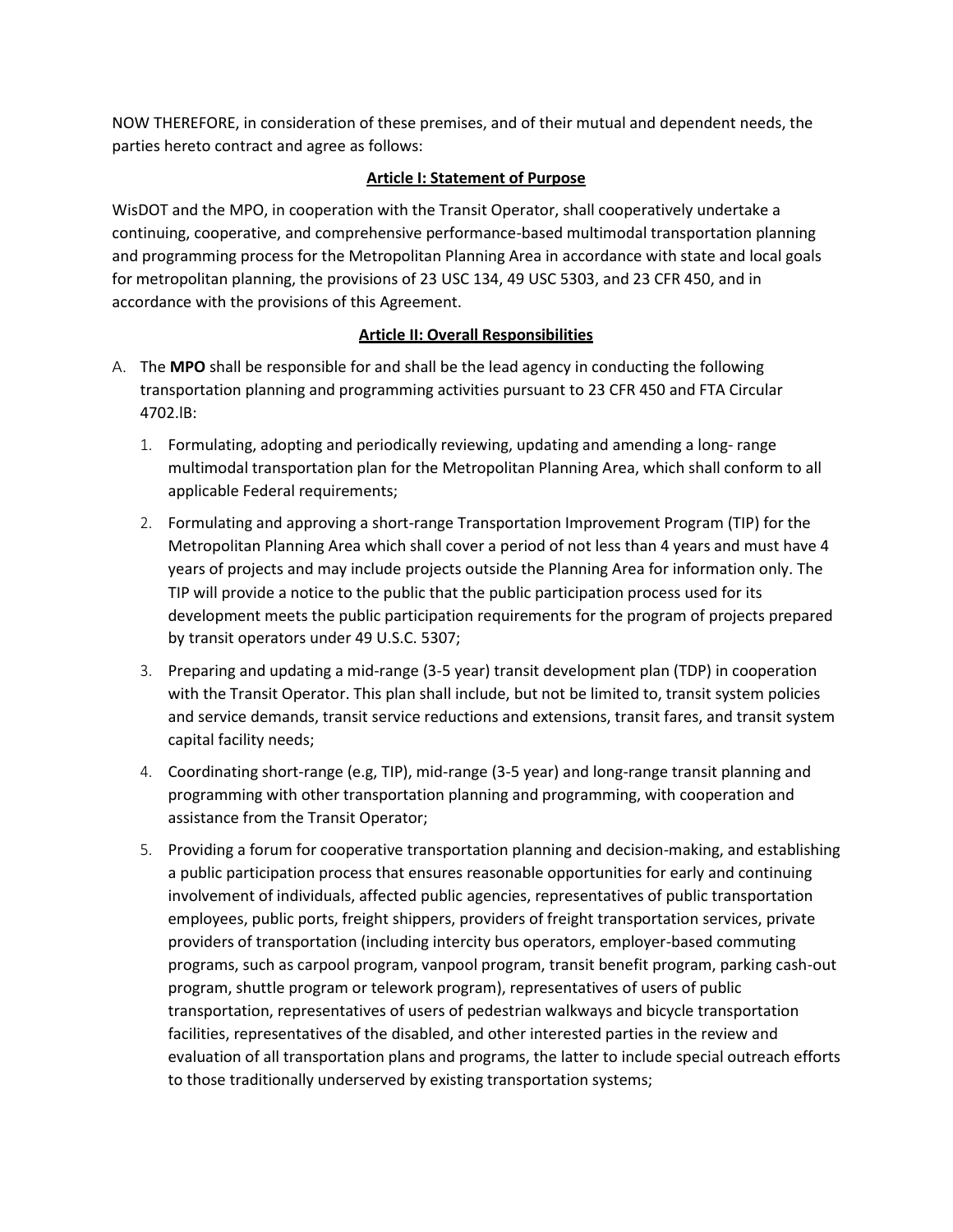NOW THEREFORE, in consideration of these premises, and of their mutual and dependent needs, the parties hereto contract and agree as follows:

## Article I: Statement of Purpose

WisDOT and the MPO, in cooperation with the Transit Operator, shall cooperatively undertake a continuing, cooperative, and comprehensive performance-based multimodal transportation planning and programming process for the Metropolitan Planning Area in accordance with state and local goals for metropolitan planning, the provisions of 23 USC 134, 49 USC 5303, and 23 CFR 450, and in accordance with the provisions of this Agreement.

## Article II: Overall Responsibilities

A. The **MPO** shall be responsible for and shall be the lead agency in conducting the following transportation planning and programming activities pursuant to 23 CFR 450 and FTA Circular 4702.lB:

   1. Formulating, adopting and periodically reviewing, updating and amending a long- range multimodal transportation plan for the Metropolitan Planning Area, which shall conform to all applicable Federal requirements;

   2. Formulating and approving a short-range Transportation Improvement Program (TIP) for the Metropolitan Planning Area which shall cover a period of not less than 4 years and must have 4 years of projects and may include projects outside the Planning Area for information only. The TIP will provide a notice to the public that the public participation process used for its development meets the public participation requirements for the program of projects prepared by transit operators under 49 U.S.C. 5307;

   3. Preparing and updating a mid-range (3-5 year) transit development plan (TDP) in cooperation with the Transit Operator. This plan shall include, but not be limited to, transit system policies and service demands, transit service reductions and extensions, transit fares, and transit system capital facility needs;

   4. Coordinating short-range (e.g, TIP), mid-range (3-5 year) and long-range transit planning and programming with other transportation planning and programming, with cooperation and assistance from the Transit Operator;

   5. Providing a forum for cooperative transportation planning and decision-making, and establishing a public participation process that ensures reasonable opportunities for early and continuing involvement of individuals, affected public agencies, representatives of public transportation employees, public ports, freight shippers, providers of freight transportation services, private providers of transportation (including intercity bus operators, employer-based commuting programs, such as carpool program, vanpool program, transit benefit program, parking cash-out program, shuttle program or telework program), representatives of users of public transportation, representatives of users of pedestrian walkways and bicycle transportation facilities, representatives of the disabled, and other interested parties in the review and evaluation of all transportation plans and programs, the latter to include special outreach efforts to those traditionally underserved by existing transportation systems;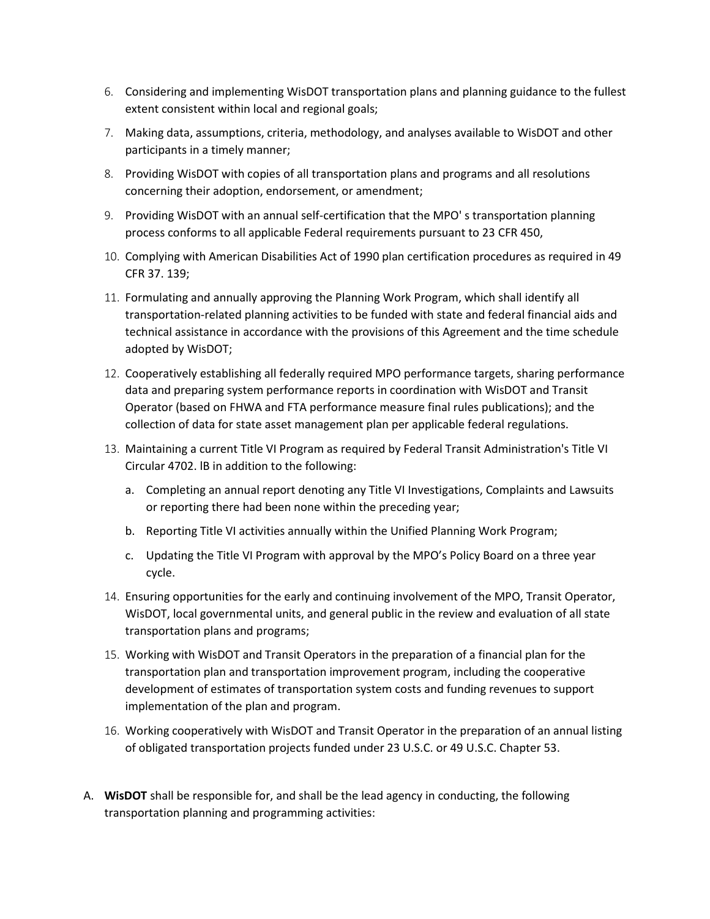6. Considering and implementing WisDOT transportation plans and planning guidance to the fullest extent consistent within local and regional goals;
7. Making data, assumptions, criteria, methodology, and analyses available to WisDOT and other participants in a timely manner;
8. Providing WisDOT with copies of all transportation plans and programs and all resolutions concerning their adoption, endorsement, or amendment;
9. Providing WisDOT with an annual self-certification that the MPO' s transportation planning process conforms to all applicable Federal requirements pursuant to 23 CFR 450,
10. Complying with American Disabilities Act of 1990 plan certification procedures as required in 49 CFR 37. 139;
11. Formulating and annually approving the Planning Work Program, which shall identify all transportation-related planning activities to be funded with state and federal financial aids and technical assistance in accordance with the provisions of this Agreement and the time schedule adopted by WisDOT;
12. Cooperatively establishing all federally required MPO performance targets, sharing performance data and preparing system performance reports in coordination with WisDOT and Transit Operator (based on FHWA and FTA performance measure final rules publications); and the collection of data for state asset management plan per applicable federal regulations.
13. Maintaining a current Title VI Program as required by Federal Transit Administration's Title VI Circular 4702. lB in addition to the following:
    a. Completing an annual report denoting any Title VI Investigations, Complaints and Lawsuits or reporting there had been none within the preceding year;
    b. Reporting Title VI activities annually within the Unified Planning Work Program;
    c. Updating the Title VI Program with approval by the MPO's Policy Board on a three year cycle.
14. Ensuring opportunities for the early and continuing involvement of the MPO, Transit Operator, WisDOT, local governmental units, and general public in the review and evaluation of all state transportation plans and programs;
15. Working with WisDOT and Transit Operators in the preparation of a financial plan for the transportation plan and transportation improvement program, including the cooperative development of estimates of transportation system costs and funding revenues to support implementation of the plan and program.
16. Working cooperatively with WisDOT and Transit Operator in the preparation of an annual listing of obligated transportation projects funded under 23 U.S.C. or 49 U.S.C. Chapter 53.

A. **WisDOT** shall be responsible for, and shall be the lead agency in conducting, the following transportation planning and programming activities: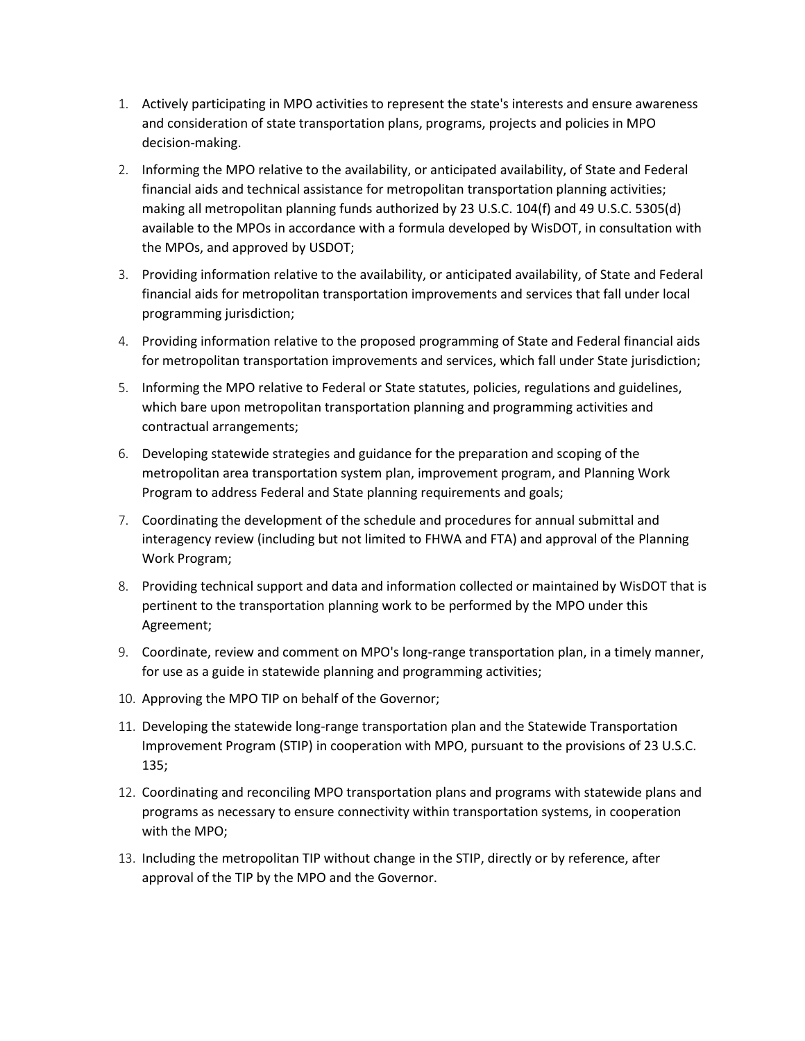1. Actively participating in MPO activities to represent the state's interests and ensure awareness and consideration of state transportation plans, programs, projects and policies in MPO decision-making.
2. Informing the MPO relative to the availability, or anticipated availability, of State and Federal financial aids and technical assistance for metropolitan transportation planning activities; making all metropolitan planning funds authorized by 23 U.S.C. 104(f) and 49 U.S.C. 5305(d) available to the MPOs in accordance with a formula developed by WisDOT, in consultation with the MPOs, and approved by USDOT;
3. Providing information relative to the availability, or anticipated availability, of State and Federal financial aids for metropolitan transportation improvements and services that fall under local programming jurisdiction;
4. Providing information relative to the proposed programming of State and Federal financial aids for metropolitan transportation improvements and services, which fall under State jurisdiction;
5. Informing the MPO relative to Federal or State statutes, policies, regulations and guidelines, which bare upon metropolitan transportation planning and programming activities and contractual arrangements;
6. Developing statewide strategies and guidance for the preparation and scoping of the metropolitan area transportation system plan, improvement program, and Planning Work Program to address Federal and State planning requirements and goals;
7. Coordinating the development of the schedule and procedures for annual submittal and interagency review (including but not limited to FHWA and FTA) and approval of the Planning Work Program;
8. Providing technical support and data and information collected or maintained by WisDOT that is pertinent to the transportation planning work to be performed by the MPO under this Agreement;
9. Coordinate, review and comment on MPO's long-range transportation plan, in a timely manner, for use as a guide in statewide planning and programming activities;
10. Approving the MPO TIP on behalf of the Governor;
11. Developing the statewide long-range transportation plan and the Statewide Transportation Improvement Program (STIP) in cooperation with MPO, pursuant to the provisions of 23 U.S.C. 135;
12. Coordinating and reconciling MPO transportation plans and programs with statewide plans and programs as necessary to ensure connectivity within transportation systems, in cooperation with the MPO;
13. Including the metropolitan TIP without change in the STIP, directly or by reference, after approval of the TIP by the MPO and the Governor.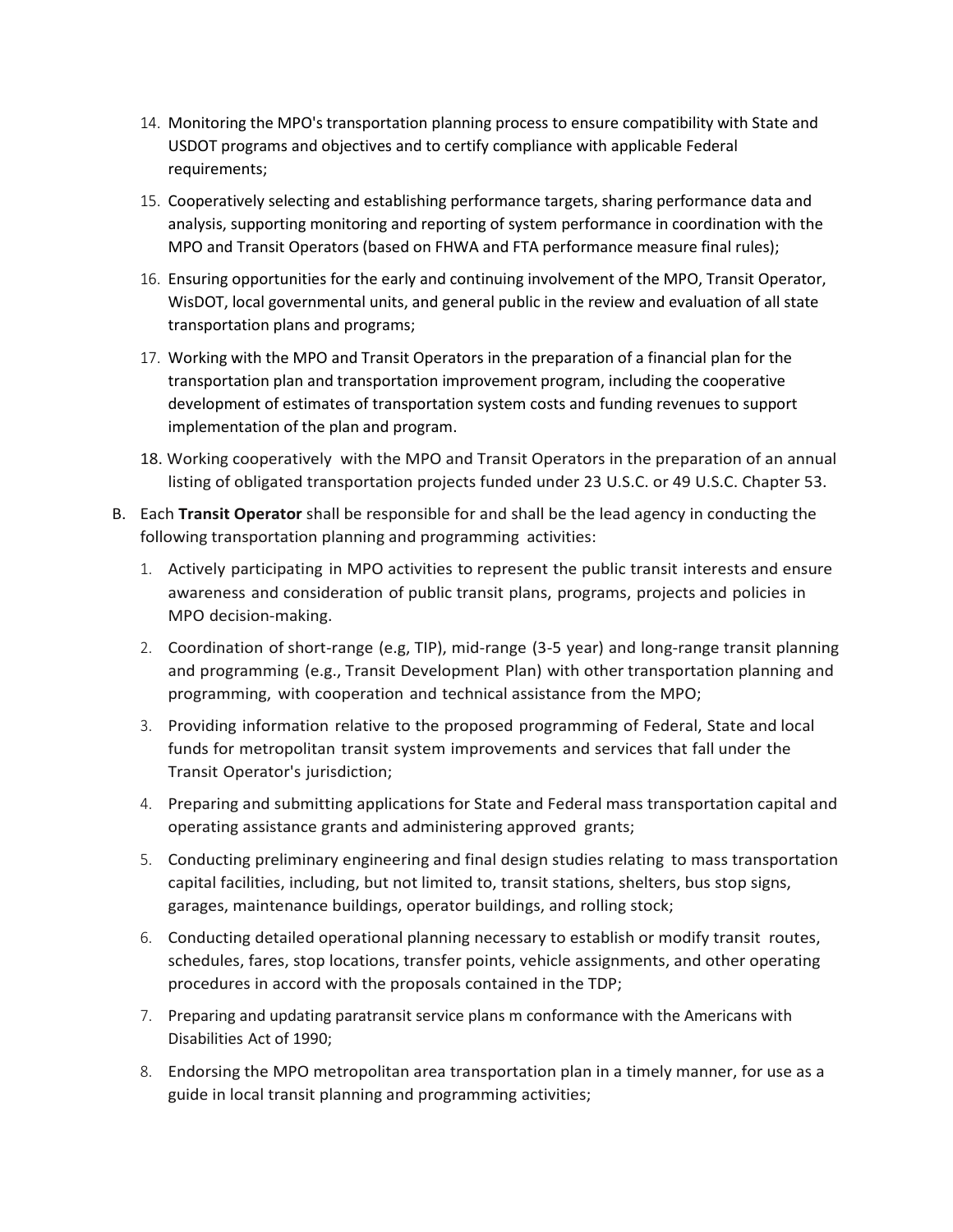14. Monitoring the MPO's transportation planning process to ensure compatibility with State and USDOT programs and objectives and to certify compliance with applicable Federal requirements;

15. Cooperatively selecting and establishing performance targets, sharing performance data and analysis, supporting monitoring and reporting of system performance in coordination with the MPO and Transit Operators (based on FHWA and FTA performance measure final rules);

16. Ensuring opportunities for the early and continuing involvement of the MPO, Transit Operator, WisDOT, local governmental units, and general public in the review and evaluation of all state transportation plans and programs;

17. Working with the MPO and Transit Operators in the preparation of a financial plan for the transportation plan and transportation improvement program, including the cooperative development of estimates of transportation system costs and funding revenues to support implementation of the plan and program.

18. Working cooperatively with the MPO and Transit Operators in the preparation of an annual listing of obligated transportation projects funded under 23 U.S.C. or 49 U.S.C. Chapter 53.

B. Each **Transit Operator** shall be responsible for and shall be the lead agency in conducting the following transportation planning and programming activities:

1. Actively participating in MPO activities to represent the public transit interests and ensure awareness and consideration of public transit plans, programs, projects and policies in MPO decision-making.

2. Coordination of short-range (e.g, TIP), mid-range (3-5 year) and long-range transit planning and programming (e.g., Transit Development Plan) with other transportation planning and programming, with cooperation and technical assistance from the MPO;

3. Providing information relative to the proposed programming of Federal, State and local funds for metropolitan transit system improvements and services that fall under the Transit Operator's jurisdiction;

4. Preparing and submitting applications for State and Federal mass transportation capital and operating assistance grants and administering approved grants;

5. Conducting preliminary engineering and final design studies relating to mass transportation capital facilities, including, but not limited to, transit stations, shelters, bus stop signs, garages, maintenance buildings, operator buildings, and rolling stock;

6. Conducting detailed operational planning necessary to establish or modify transit routes, schedules, fares, stop locations, transfer points, vehicle assignments, and other operating procedures in accord with the proposals contained in the TDP;

7. Preparing and updating paratransit service plans m conformance with the Americans with Disabilities Act of 1990;

8. Endorsing the MPO metropolitan area transportation plan in a timely manner, for use as a guide in local transit planning and programming activities;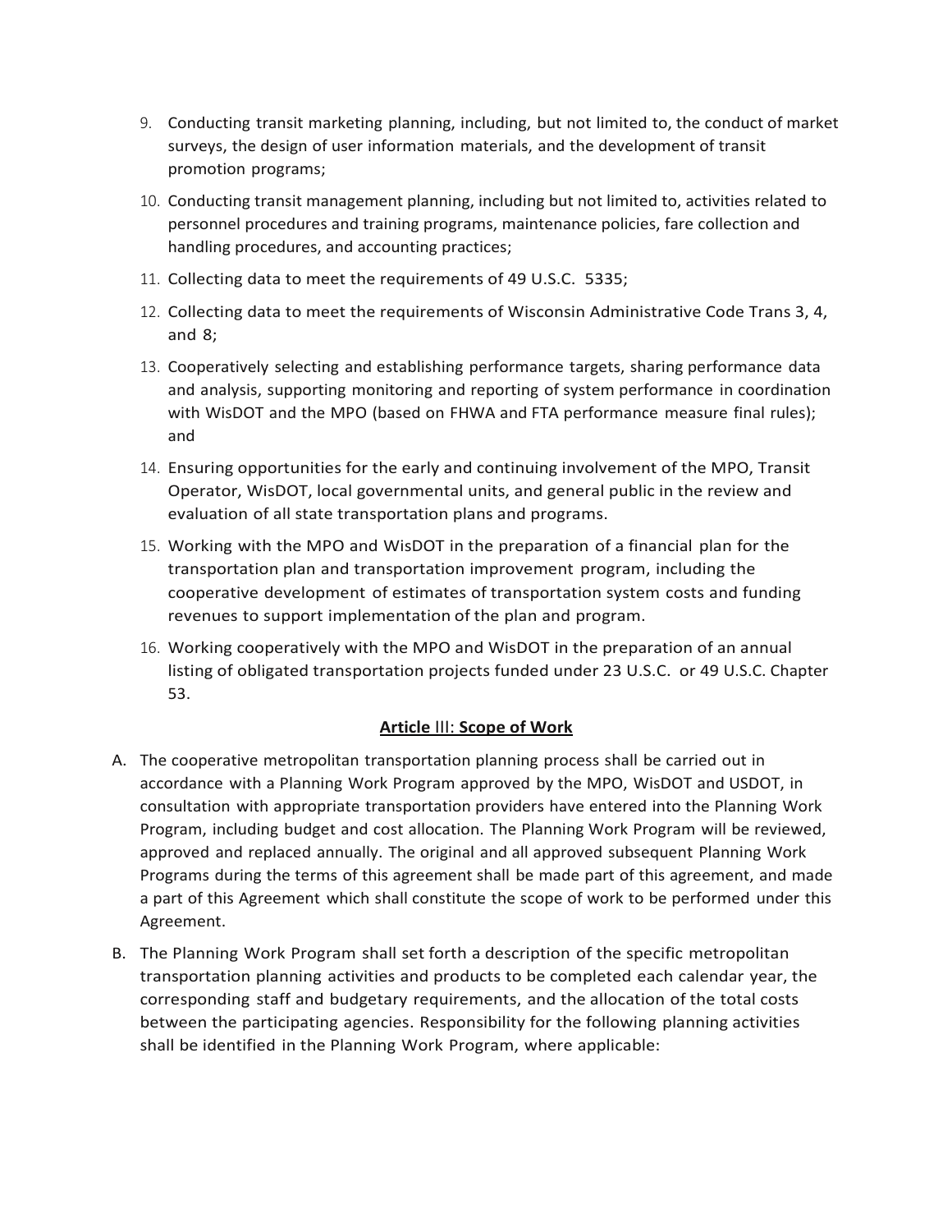9. Conducting transit marketing planning, including, but not limited to, the conduct of market surveys, the design of user information materials, and the development of transit promotion programs;
10. Conducting transit management planning, including but not limited to, activities related to personnel procedures and training programs, maintenance policies, fare collection and handling procedures, and accounting practices;
11. Collecting data to meet the requirements of 49 U.S.C. 5335;
12. Collecting data to meet the requirements of Wisconsin Administrative Code Trans 3, 4, and 8;
13. Cooperatively selecting and establishing performance targets, sharing performance data and analysis, supporting monitoring and reporting of system performance in coordination with WisDOT and the MPO (based on FHWA and FTA performance measure final rules); and
14. Ensuring opportunities for the early and continuing involvement of the MPO, Transit Operator, WisDOT, local governmental units, and general public in the review and evaluation of all state transportation plans and programs.
15. Working with the MPO and WisDOT in the preparation of a financial plan for the transportation plan and transportation improvement program, including the cooperative development of estimates of transportation system costs and funding revenues to support implementation of the plan and program.
16. Working cooperatively with the MPO and WisDOT in the preparation of an annual listing of obligated transportation projects funded under 23 U.S.C. or 49 U.S.C. Chapter 53.

## Article III: Scope of Work

A. The cooperative metropolitan transportation planning process shall be carried out in accordance with a Planning Work Program approved by the MPO, WisDOT and USDOT, in consultation with appropriate transportation providers have entered into the Planning Work Program, including budget and cost allocation. The Planning Work Program will be reviewed, approved and replaced annually. The original and all approved subsequent Planning Work Programs during the terms of this agreement shall be made part of this agreement, and made a part of this Agreement which shall constitute the scope of work to be performed under this Agreement.

B. The Planning Work Program shall set forth a description of the specific metropolitan transportation planning activities and products to be completed each calendar year, the corresponding staff and budgetary requirements, and the allocation of the total costs between the participating agencies. Responsibility for the following planning activities shall be identified in the Planning Work Program, where applicable: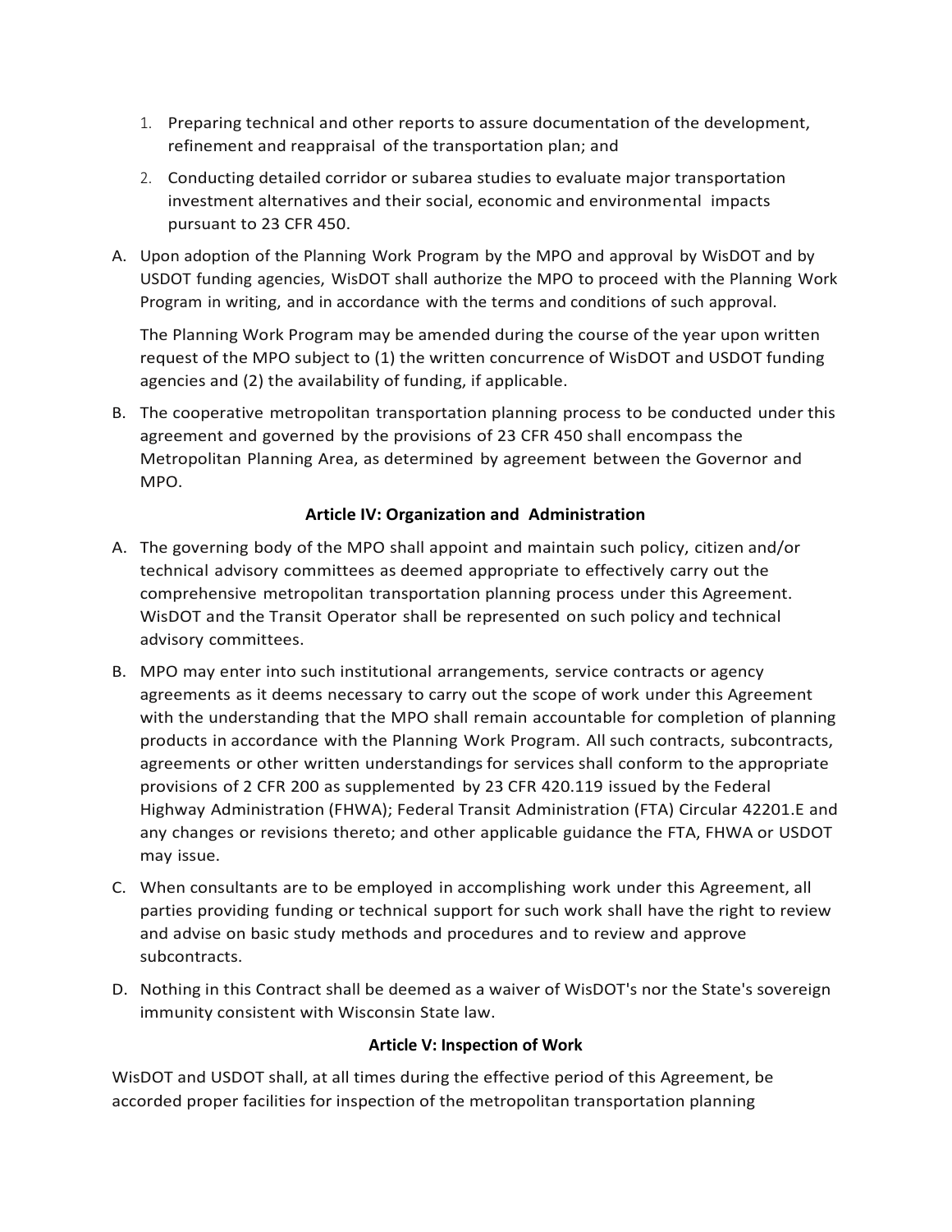1. Preparing technical and other reports to assure documentation of the development, refinement and reappraisal of the transportation plan; and
2. Conducting detailed corridor or subarea studies to evaluate major transportation investment alternatives and their social, economic and environmental impacts pursuant to 23 CFR 450.

A. Upon adoption of the Planning Work Program by the MPO and approval by WisDOT and by USDOT funding agencies, WisDOT shall authorize the MPO to proceed with the Planning Work Program in writing, and in accordance with the terms and conditions of such approval.

   The Planning Work Program may be amended during the course of the year upon written request of the MPO subject to (1) the written concurrence of WisDOT and USDOT funding agencies and (2) the availability of funding, if applicable.

B. The cooperative metropolitan transportation planning process to be conducted under this agreement and governed by the provisions of 23 CFR 450 shall encompass the Metropolitan Planning Area, as determined by agreement between the Governor and MPO.

**Article IV: Organization and Administration**

A. The governing body of the MPO shall appoint and maintain such policy, citizen and/or technical advisory committees as deemed appropriate to effectively carry out the comprehensive metropolitan transportation planning process under this Agreement. WisDOT and the Transit Operator shall be represented on such policy and technical advisory committees.

B. MPO may enter into such institutional arrangements, service contracts or agency agreements as it deems necessary to carry out the scope of work under this Agreement with the understanding that the MPO shall remain accountable for completion of planning products in accordance with the Planning Work Program. All such contracts, subcontracts, agreements or other written understandings for services shall conform to the appropriate provisions of 2 CFR 200 as supplemented by 23 CFR 420.119 issued by the Federal Highway Administration (FHWA); Federal Transit Administration (FTA) Circular 42201.E and any changes or revisions thereto; and other applicable guidance the FTA, FHWA or USDOT may issue.

C. When consultants are to be employed in accomplishing work under this Agreement, all parties providing funding or technical support for such work shall have the right to review and advise on basic study methods and procedures and to review and approve subcontracts.

D. Nothing in this Contract shall be deemed as a waiver of WisDOT's nor the State's sovereign immunity consistent with Wisconsin State law.

**Article V: Inspection of Work**

WisDOT and USDOT shall, at all times during the effective period of this Agreement, be accorded proper facilities for inspection of the metropolitan transportation planning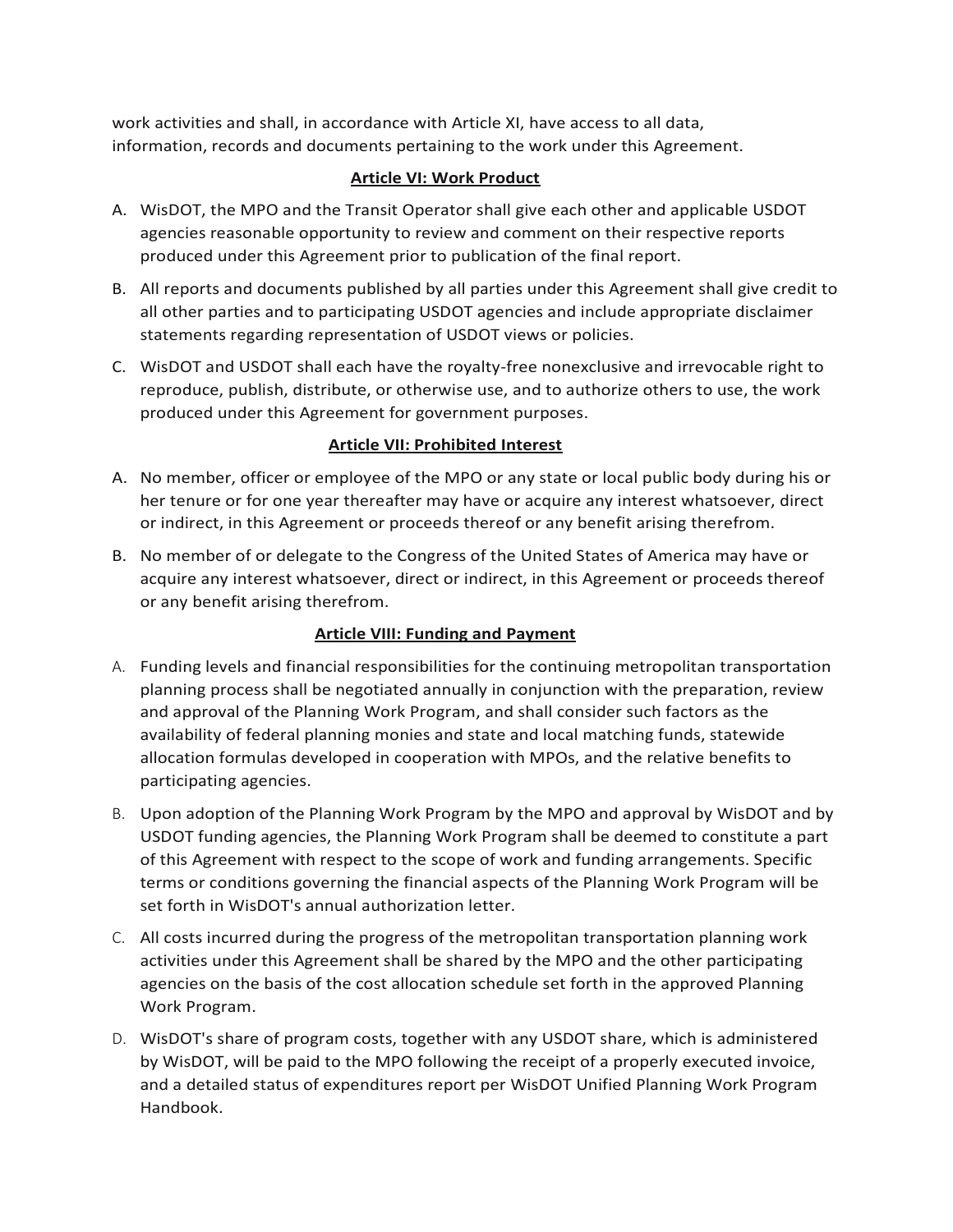work activities and shall, in accordance with Article XI, have access to all data, information, records and documents pertaining to the work under this Agreement.

## Article VI: Work Product

A. WisDOT, the MPO and the Transit Operator shall give each other and applicable USDOT agencies reasonable opportunity to review and comment on their respective reports produced under this Agreement prior to publication of the final report.

B. All reports and documents published by all parties under this Agreement shall give credit to all other parties and to participating USDOT agencies and include appropriate disclaimer statements regarding representation of USDOT views or policies.

C. WisDOT and USDOT shall each have the royalty-free nonexclusive and irrevocable right to reproduce, publish, distribute, or otherwise use, and to authorize others to use, the work produced under this Agreement for government purposes.

## Article VII: Prohibited Interest

A. No member, officer or employee of the MPO or any state or local public body during his or her tenure or for one year thereafter may have or acquire any interest whatsoever, direct or indirect, in this Agreement or proceeds thereof or any benefit arising therefrom.

B. No member of or delegate to the Congress of the United States of America may have or acquire any interest whatsoever, direct or indirect, in this Agreement or proceeds thereof or any benefit arising therefrom.

## Article VIII: Funding and Payment

A. Funding levels and financial responsibilities for the continuing metropolitan transportation planning process shall be negotiated annually in conjunction with the preparation, review and approval of the Planning Work Program, and shall consider such factors as the availability of federal planning monies and state and local matching funds, statewide allocation formulas developed in cooperation with MPOs, and the relative benefits to participating agencies.

B. Upon adoption of the Planning Work Program by the MPO and approval by WisDOT and by USDOT funding agencies, the Planning Work Program shall be deemed to constitute a part of this Agreement with respect to the scope of work and funding arrangements. Specific terms or conditions governing the financial aspects of the Planning Work Program will be set forth in WisDOT's annual authorization letter.

C. All costs incurred during the progress of the metropolitan transportation planning work activities under this Agreement shall be shared by the MPO and the other participating agencies on the basis of the cost allocation schedule set forth in the approved Planning Work Program.

D. WisDOT's share of program costs, together with any USDOT share, which is administered by WisDOT, will be paid to the MPO following the receipt of a properly executed invoice, and a detailed status of expenditures report per WisDOT Unified Planning Work Program Handbook.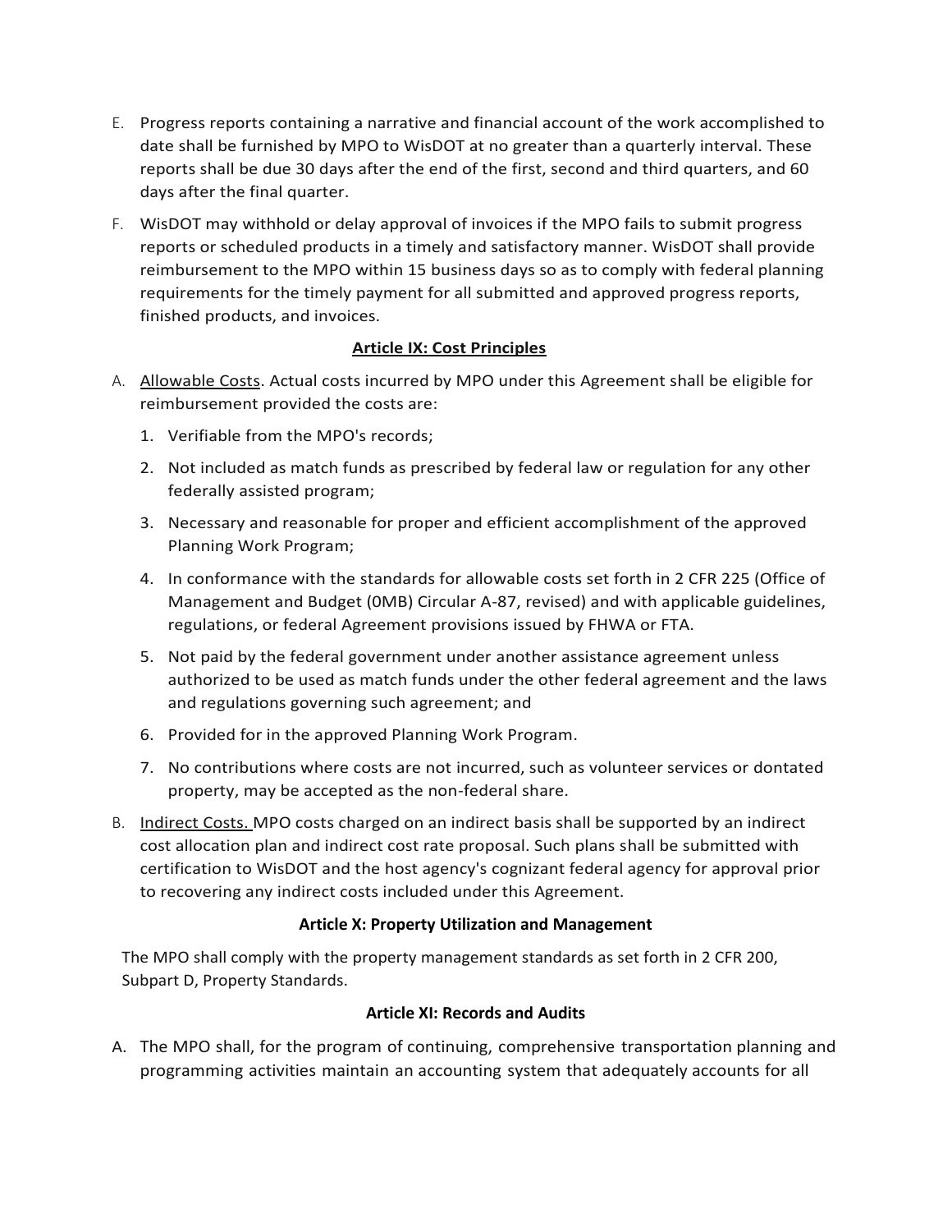E. Progress reports containing a narrative and financial account of the work accomplished to date shall be furnished by MPO to WisDOT at no greater than a quarterly interval. These reports shall be due 30 days after the end of the first, second and third quarters, and 60 days after the final quarter.

F. WisDOT may withhold or delay approval of invoices if the MPO fails to submit progress reports or scheduled products in a timely and satisfactory manner. WisDOT shall provide reimbursement to the MPO within 15 business days so as to comply with federal planning requirements for the timely payment for all submitted and approved progress reports, finished products, and invoices.

**Article IX: Cost Principles**

A. Allowable Costs. Actual costs incurred by MPO under this Agreement shall be eligible for reimbursement provided the costs are:

1. Verifiable from the MPO's records;
2. Not included as match funds as prescribed by federal law or regulation for any other federally assisted program;
3. Necessary and reasonable for proper and efficient accomplishment of the approved Planning Work Program;
4. In conformance with the standards for allowable costs set forth in 2 CFR 225 (Office of Management and Budget (0MB) Circular A-87, revised) and with applicable guidelines, regulations, or federal Agreement provisions issued by FHWA or FTA.
5. Not paid by the federal government under another assistance agreement unless authorized to be used as match funds under the other federal agreement and the laws and regulations governing such agreement; and
6. Provided for in the approved Planning Work Program.
7. No contributions where costs are not incurred, such as volunteer services or dontated property, may be accepted as the non-federal share.

B. Indirect Costs. MPO costs charged on an indirect basis shall be supported by an indirect cost allocation plan and indirect cost rate proposal. Such plans shall be submitted with certification to WisDOT and the host agency's cognizant federal agency for approval prior to recovering any indirect costs included under this Agreement.

**Article X: Property Utilization and Management**

The MPO shall comply with the property management standards as set forth in 2 CFR 200, Subpart D, Property Standards.

**Article XI: Records and Audits**

A. The MPO shall, for the program of continuing, comprehensive transportation planning and programming activities maintain an accounting system that adequately accounts for all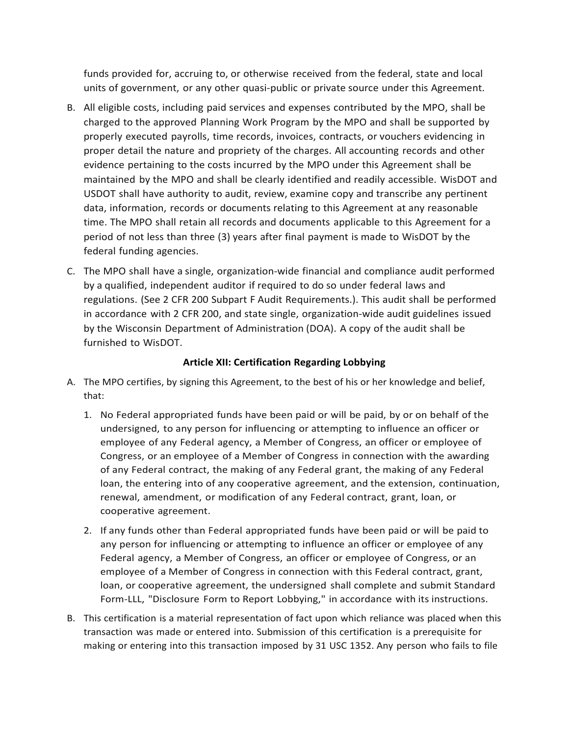funds provided for, accruing to, or otherwise received from the federal, state and local units of government, or any other quasi-public or private source under this Agreement.

B. All eligible costs, including paid services and expenses contributed by the MPO, shall be charged to the approved Planning Work Program by the MPO and shall be supported by properly executed payrolls, time records, invoices, contracts, or vouchers evidencing in proper detail the nature and propriety of the charges. All accounting records and other evidence pertaining to the costs incurred by the MPO under this Agreement shall be maintained by the MPO and shall be clearly identified and readily accessible. WisDOT and USDOT shall have authority to audit, review, examine copy and transcribe any pertinent data, information, records or documents relating to this Agreement at any reasonable time. The MPO shall retain all records and documents applicable to this Agreement for a period of not less than three (3) years after final payment is made to WisDOT by the federal funding agencies.

C. The MPO shall have a single, organization-wide financial and compliance audit performed by a qualified, independent auditor if required to do so under federal laws and regulations. (See 2 CFR 200 Subpart F Audit Requirements.). This audit shall be performed in accordance with 2 CFR 200, and state single, organization-wide audit guidelines issued by the Wisconsin Department of Administration (DOA). A copy of the audit shall be furnished to WisDOT.

**Article XII: Certification Regarding Lobbying**

A. The MPO certifies, by signing this Agreement, to the best of his or her knowledge and belief, that:

   1. No Federal appropriated funds have been paid or will be paid, by or on behalf of the undersigned, to any person for influencing or attempting to influence an officer or employee of any Federal agency, a Member of Congress, an officer or employee of Congress, or an employee of a Member of Congress in connection with the awarding of any Federal contract, the making of any Federal grant, the making of any Federal loan, the entering into of any cooperative agreement, and the extension, continuation, renewal, amendment, or modification of any Federal contract, grant, loan, or cooperative agreement.

   2. If any funds other than Federal appropriated funds have been paid or will be paid to any person for influencing or attempting to influence an officer or employee of any Federal agency, a Member of Congress, an officer or employee of Congress, or an employee of a Member of Congress in connection with this Federal contract, grant, loan, or cooperative agreement, the undersigned shall complete and submit Standard Form-LLL, "Disclosure Form to Report Lobbying," in accordance with its instructions.

B. This certification is a material representation of fact upon which reliance was placed when this transaction was made or entered into. Submission of this certification is a prerequisite for making or entering into this transaction imposed by 31 USC 1352. Any person who fails to file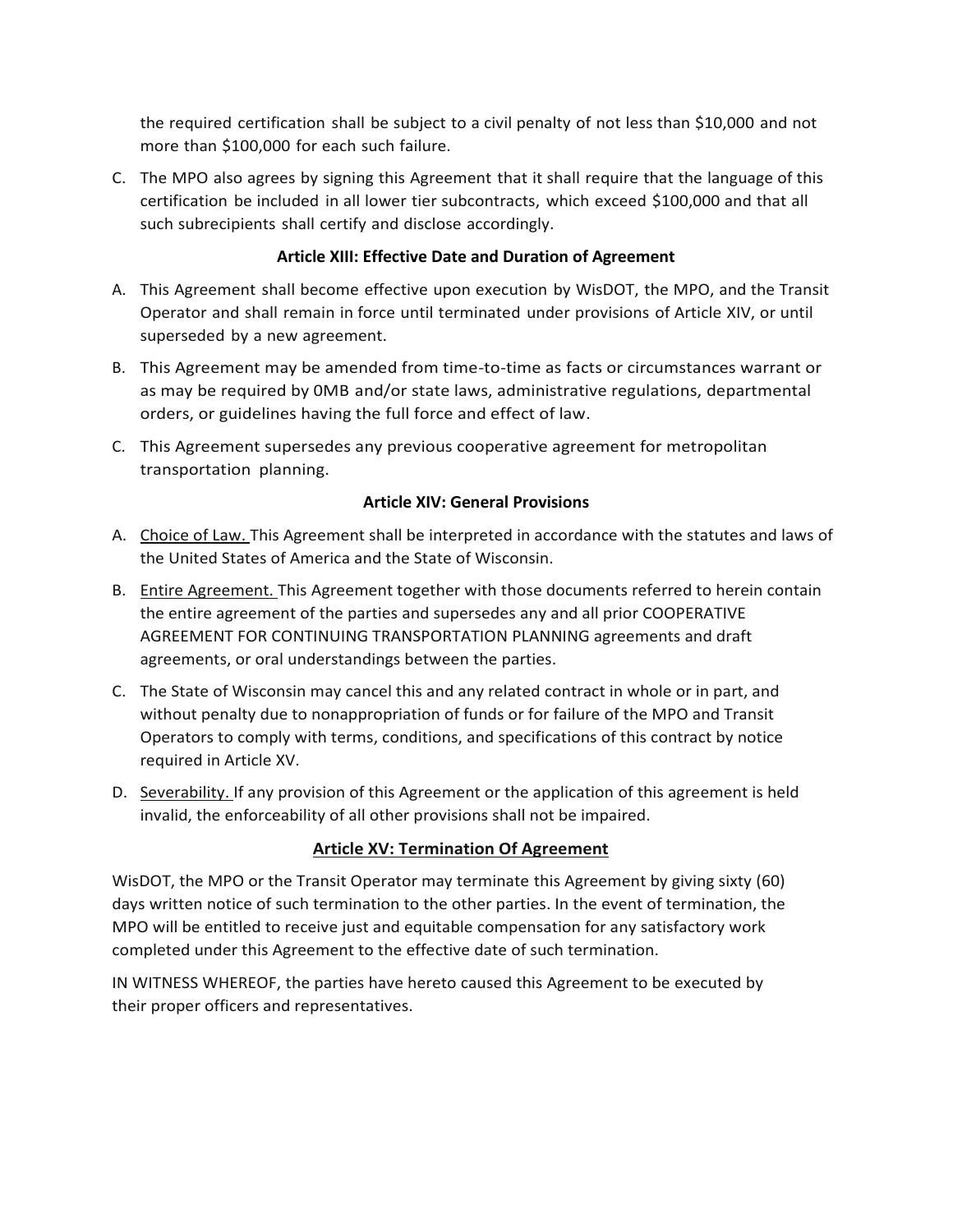the required certification shall be subject to a civil penalty of not less than $10,000 and not more than $100,000 for each such failure.

C. The MPO also agrees by signing this Agreement that it shall require that the language of this certification be included in all lower tier subcontracts, which exceed $100,000 and that all such subrecipients shall certify and disclose accordingly.

**Article XIII: Effective Date and Duration of Agreement**

A. This Agreement shall become effective upon execution by WisDOT, the MPO, and the Transit Operator and shall remain in force until terminated under provisions of Article XIV, or until superseded by a new agreement.

B. This Agreement may be amended from time-to-time as facts or circumstances warrant or as may be required by 0MB and/or state laws, administrative regulations, departmental orders, or guidelines having the full force and effect of law.

C. This Agreement supersedes any previous cooperative agreement for metropolitan transportation planning.

**Article XIV: General Provisions**

A. Choice of Law. This Agreement shall be interpreted in accordance with the statutes and laws of the United States of America and the State of Wisconsin.

B. Entire Agreement. This Agreement together with those documents referred to herein contain the entire agreement of the parties and supersedes any and all prior COOPERATIVE AGREEMENT FOR CONTINUING TRANSPORTATION PLANNING agreements and draft agreements, or oral understandings between the parties.

C. The State of Wisconsin may cancel this and any related contract in whole or in part, and without penalty due to nonappropriation of funds or for failure of the MPO and Transit Operators to comply with terms, conditions, and specifications of this contract by notice required in Article XV.

D. Severability. If any provision of this Agreement or the application of this agreement is held invalid, the enforceability of all other provisions shall not be impaired.

**Article XV: Termination Of Agreement**

WisDOT, the MPO or the Transit Operator may terminate this Agreement by giving sixty (60) days written notice of such termination to the other parties. In the event of termination, the MPO will be entitled to receive just and equitable compensation for any satisfactory work completed under this Agreement to the effective date of such termination.

IN WITNESS WHEREOF, the parties have hereto caused this Agreement to be executed by their proper officers and representatives.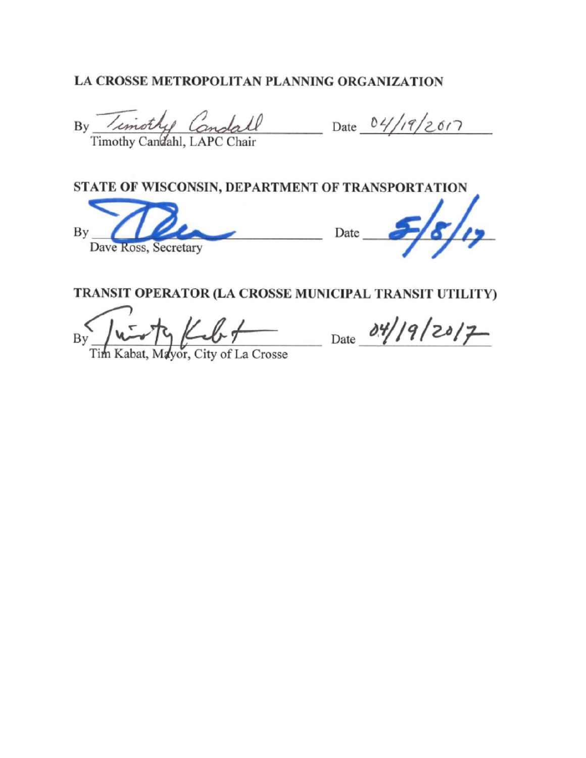**LA CROSSE METROPOLITAN PLANNING ORGANIZATION**

By *Timothy Candahl* Date *04/19/2017*
Timothy Candahl, LAPC Chair

**STATE OF WISCONSIN, DEPARTMENT OF TRANSPORTATION**

By *Dave Ross* Date *5/8/17*
Dave Ross, Secretary

**TRANSIT OPERATOR (LA CROSSE MUNICIPAL TRANSIT UTILITY)**

By *Timothy Kabat* Date *04/19/2017*
Tim Kabat, Mayor, City of La Crosse